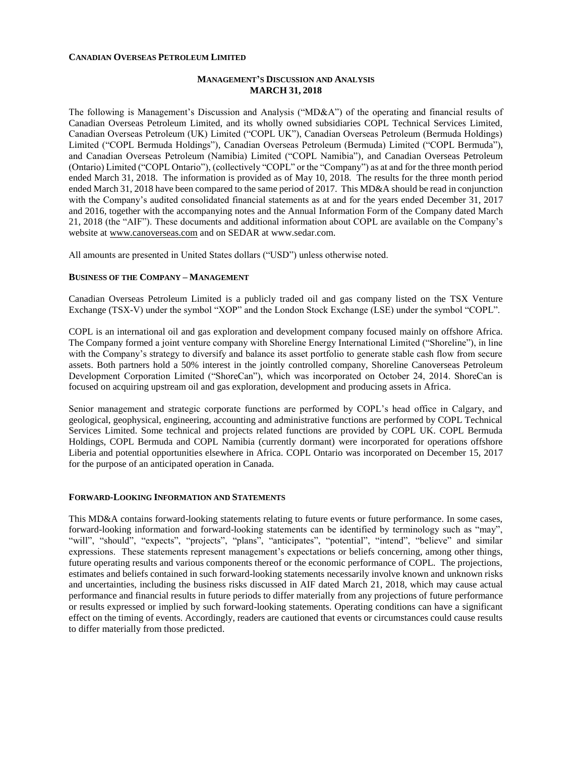**CANADIAN OVERSEAS PETROLEUM LIMITED**

# MANAGEMENT'S DISCUSSION AND ANALYSIS
## MARCH 31, 2018

The following is Management's Discussion and Analysis ("MD&A") of the operating and financial results of Canadian Overseas Petroleum Limited, and its wholly owned subsidiaries COPL Technical Services Limited, Canadian Overseas Petroleum (UK) Limited ("COPL UK"), Canadian Overseas Petroleum (Bermuda Holdings) Limited ("COPL Bermuda Holdings"), Canadian Overseas Petroleum (Bermuda) Limited ("COPL Bermuda"), and Canadian Overseas Petroleum (Namibia) Limited ("COPL Namibia"), and Canadian Overseas Petroleum (Ontario) Limited ("COPL Ontario"), (collectively "COPL" or the "Company") as at and for the three month period ended March 31, 2018. The information is provided as of May 10, 2018. The results for the three month period ended March 31, 2018 have been compared to the same period of 2017. This MD&A should be read in conjunction with the Company's audited consolidated financial statements as at and for the years ended December 31, 2017 and 2016, together with the accompanying notes and the Annual Information Form of the Company dated March 21, 2018 (the "AIF"). These documents and additional information about COPL are available on the Company's website at www.canoverseas.com and on SEDAR at www.sedar.com.

All amounts are presented in United States dollars ("USD") unless otherwise noted.

### BUSINESS OF THE COMPANY – MANAGEMENT

Canadian Overseas Petroleum Limited is a publicly traded oil and gas company listed on the TSX Venture Exchange (TSX-V) under the symbol "XOP" and the London Stock Exchange (LSE) under the symbol "COPL".

COPL is an international oil and gas exploration and development company focused mainly on offshore Africa. The Company formed a joint venture company with Shoreline Energy International Limited ("Shoreline"), in line with the Company's strategy to diversify and balance its asset portfolio to generate stable cash flow from secure assets. Both partners hold a 50% interest in the jointly controlled company, Shoreline Canoverseas Petroleum Development Corporation Limited ("ShoreCan"), which was incorporated on October 24, 2014. ShoreCan is focused on acquiring upstream oil and gas exploration, development and producing assets in Africa.

Senior management and strategic corporate functions are performed by COPL's head office in Calgary, and geological, geophysical, engineering, accounting and administrative functions are performed by COPL Technical Services Limited. Some technical and projects related functions are provided by COPL UK. COPL Bermuda Holdings, COPL Bermuda and COPL Namibia (currently dormant) were incorporated for operations offshore Liberia and potential opportunities elsewhere in Africa. COPL Ontario was incorporated on December 15, 2017 for the purpose of an anticipated operation in Canada.

### FORWARD-LOOKING INFORMATION AND STATEMENTS

This MD&A contains forward-looking statements relating to future events or future performance. In some cases, forward-looking information and forward-looking statements can be identified by terminology such as "may", "will", "should", "expects", "projects", "plans", "anticipates", "potential", "intend", "believe" and similar expressions. These statements represent management's expectations or beliefs concerning, among other things, future operating results and various components thereof or the economic performance of COPL. The projections, estimates and beliefs contained in such forward-looking statements necessarily involve known and unknown risks and uncertainties, including the business risks discussed in AIF dated March 21, 2018, which may cause actual performance and financial results in future periods to differ materially from any projections of future performance or results expressed or implied by such forward-looking statements. Operating conditions can have a significant effect on the timing of events. Accordingly, readers are cautioned that events or circumstances could cause results to differ materially from those predicted.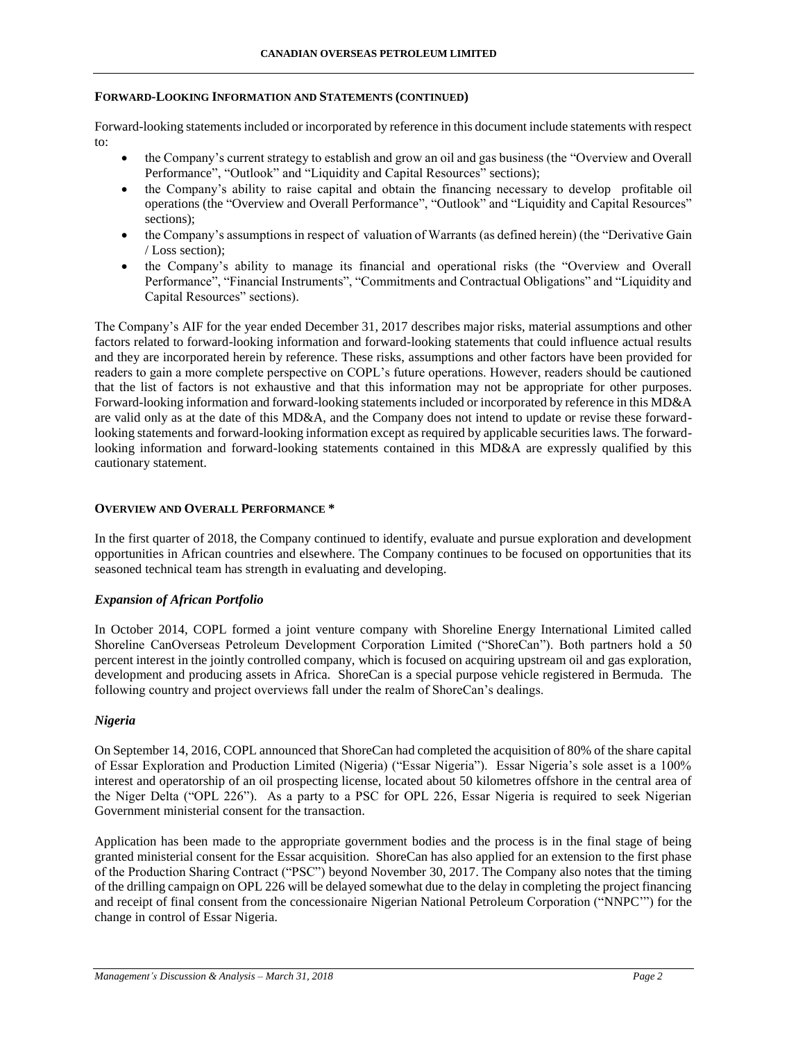## FORWARD-LOOKING INFORMATION AND STATEMENTS (CONTINUED)

Forward-looking statements included or incorporated by reference in this document include statements with respect to:

- the Company's current strategy to establish and grow an oil and gas business (the "Overview and Overall Performance", "Outlook" and "Liquidity and Capital Resources" sections);
- the Company's ability to raise capital and obtain the financing necessary to develop profitable oil operations (the "Overview and Overall Performance", "Outlook" and "Liquidity and Capital Resources" sections);
- the Company's assumptions in respect of valuation of Warrants (as defined herein) (the "Derivative Gain / Loss section);
- the Company's ability to manage its financial and operational risks (the "Overview and Overall Performance", "Financial Instruments", "Commitments and Contractual Obligations" and "Liquidity and Capital Resources" sections).

The Company's AIF for the year ended December 31, 2017 describes major risks, material assumptions and other factors related to forward-looking information and forward-looking statements that could influence actual results and they are incorporated herein by reference. These risks, assumptions and other factors have been provided for readers to gain a more complete perspective on COPL's future operations. However, readers should be cautioned that the list of factors is not exhaustive and that this information may not be appropriate for other purposes. Forward-looking information and forward-looking statements included or incorporated by reference in this MD&A are valid only as at the date of this MD&A, and the Company does not intend to update or revise these forward-looking statements and forward-looking information except as required by applicable securities laws. The forward-looking information and forward-looking statements contained in this MD&A are expressly qualified by this cautionary statement.

## OVERVIEW AND OVERALL PERFORMANCE *

In the first quarter of 2018, the Company continued to identify, evaluate and pursue exploration and development opportunities in African countries and elsewhere. The Company continues to be focused on opportunities that its seasoned technical team has strength in evaluating and developing.

### *Expansion of African Portfolio*

In October 2014, COPL formed a joint venture company with Shoreline Energy International Limited called Shoreline CanOverseas Petroleum Development Corporation Limited ("ShoreCan"). Both partners hold a 50 percent interest in the jointly controlled company, which is focused on acquiring upstream oil and gas exploration, development and producing assets in Africa. ShoreCan is a special purpose vehicle registered in Bermuda. The following country and project overviews fall under the realm of ShoreCan's dealings.

### *Nigeria*

On September 14, 2016, COPL announced that ShoreCan had completed the acquisition of 80% of the share capital of Essar Exploration and Production Limited (Nigeria) ("Essar Nigeria"). Essar Nigeria's sole asset is a 100% interest and operatorship of an oil prospecting license, located about 50 kilometres offshore in the central area of the Niger Delta ("OPL 226"). As a party to a PSC for OPL 226, Essar Nigeria is required to seek Nigerian Government ministerial consent for the transaction.

Application has been made to the appropriate government bodies and the process is in the final stage of being granted ministerial consent for the Essar acquisition. ShoreCan has also applied for an extension to the first phase of the Production Sharing Contract ("PSC") beyond November 30, 2017. The Company also notes that the timing of the drilling campaign on OPL 226 will be delayed somewhat due to the delay in completing the project financing and receipt of final consent from the concessionaire Nigerian National Petroleum Corporation ("NNPC'") for the change in control of Essar Nigeria.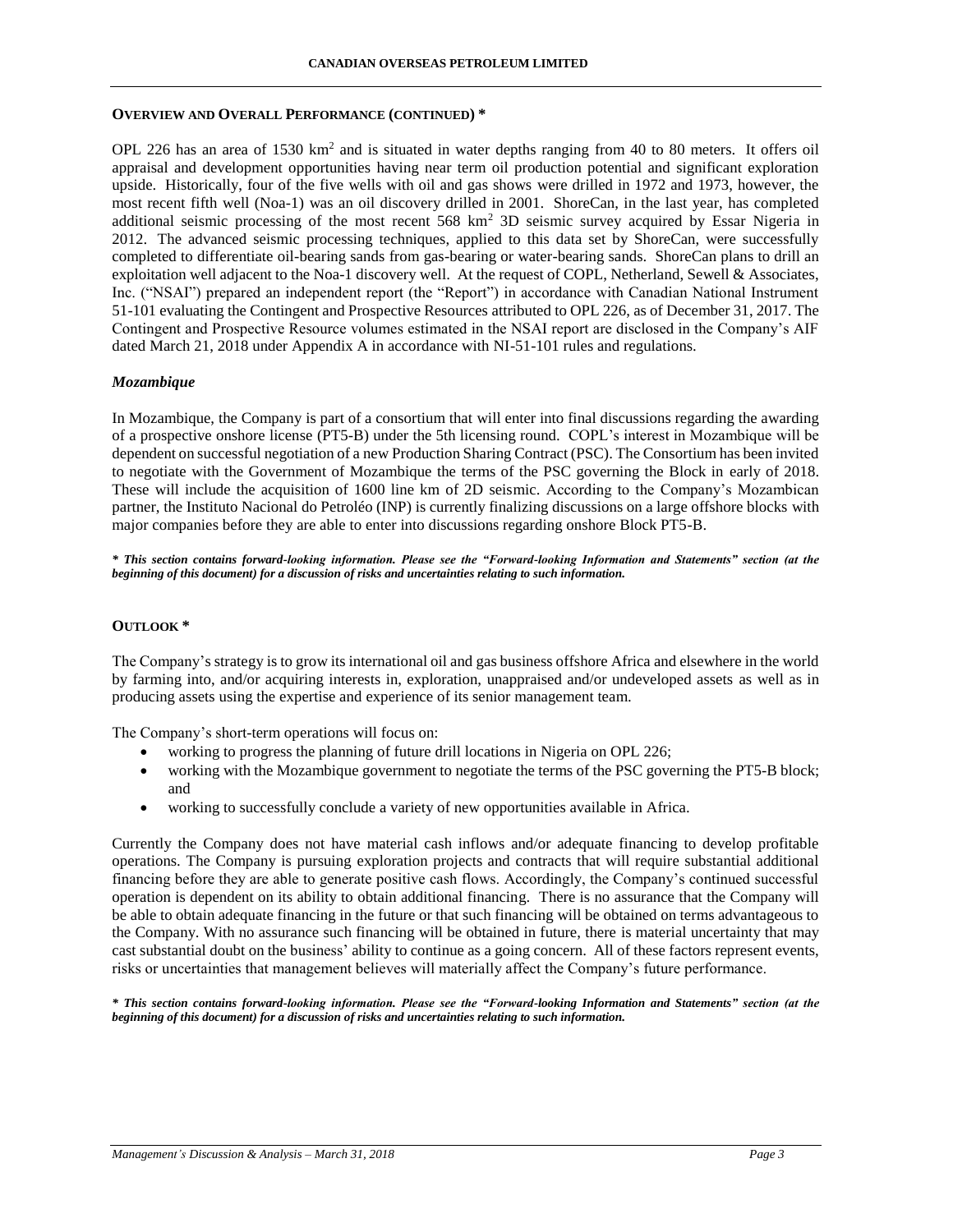## OVERVIEW AND OVERALL PERFORMANCE (CONTINUED) *

OPL 226 has an area of 1530 $km^2$ and is situated in water depths ranging from 40 to 80 meters. It offers oil appraisal and development opportunities having near term oil production potential and significant exploration upside. Historically, four of the five wells with oil and gas shows were drilled in 1972 and 1973, however, the most recent fifth well (Noa-1) was an oil discovery drilled in 2001. ShoreCan, in the last year, has completed additional seismic processing of the most recent 568 $km^2$ 3D seismic survey acquired by Essar Nigeria in 2012. The advanced seismic processing techniques, applied to this data set by ShoreCan, were successfully completed to differentiate oil-bearing sands from gas-bearing or water-bearing sands. ShoreCan plans to drill an exploitation well adjacent to the Noa-1 discovery well. At the request of COPL, Netherland, Sewell & Associates, Inc. ("NSAI") prepared an independent report (the "Report") in accordance with Canadian National Instrument 51-101 evaluating the Contingent and Prospective Resources attributed to OPL 226, as of December 31, 2017. The Contingent and Prospective Resource volumes estimated in the NSAI report are disclosed in the Company's AIF dated March 21, 2018 under Appendix A in accordance with NI-51-101 rules and regulations.

### *Mozambique*

In Mozambique, the Company is part of a consortium that will enter into final discussions regarding the awarding of a prospective onshore license (PT5-B) under the 5th licensing round. COPL's interest in Mozambique will be dependent on successful negotiation of a new Production Sharing Contract (PSC). The Consortium has been invited to negotiate with the Government of Mozambique the terms of the PSC governing the Block in early of 2018. These will include the acquisition of 1600 line km of 2D seismic. According to the Company's Mozambican partner, the Instituto Nacional do Petroléo (INP) is currently finalizing discussions on a large offshore blocks with major companies before they are able to enter into discussions regarding onshore Block PT5-B.

***\* This section contains forward-looking information. Please see the "Forward-looking Information and Statements" section (at the beginning of this document) for a discussion of risks and uncertainties relating to such information.***

## OUTLOOK *

The Company's strategy is to grow its international oil and gas business offshore Africa and elsewhere in the world by farming into, and/or acquiring interests in, exploration, unappraised and/or undeveloped assets as well as in producing assets using the expertise and experience of its senior management team.

The Company's short-term operations will focus on:

- working to progress the planning of future drill locations in Nigeria on OPL 226;
- working with the Mozambique government to negotiate the terms of the PSC governing the PT5-B block; and
- working to successfully conclude a variety of new opportunities available in Africa.

Currently the Company does not have material cash inflows and/or adequate financing to develop profitable operations. The Company is pursuing exploration projects and contracts that will require substantial additional financing before they are able to generate positive cash flows. Accordingly, the Company's continued successful operation is dependent on its ability to obtain additional financing. There is no assurance that the Company will be able to obtain adequate financing in the future or that such financing will be obtained on terms advantageous to the Company. With no assurance such financing will be obtained in future, there is material uncertainty that may cast substantial doubt on the business' ability to continue as a going concern. All of these factors represent events, risks or uncertainties that management believes will materially affect the Company's future performance.

***\* This section contains forward-looking information. Please see the "Forward-looking Information and Statements" section (at the beginning of this document) for a discussion of risks and uncertainties relating to such information.***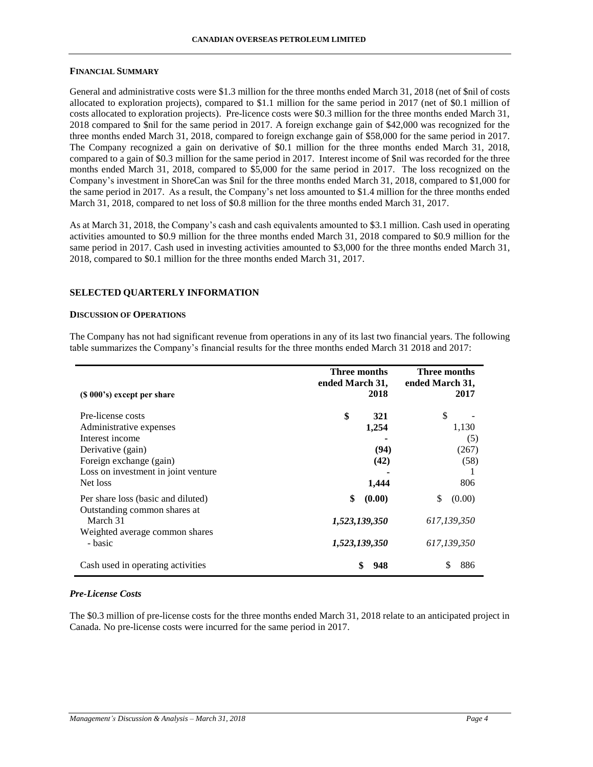#### FINANCIAL SUMMARY

General and administrative costs were \$1.3 million for the three months ended March 31, 2018 (net of \$nil of costs allocated to exploration projects), compared to \$1.1 million for the same period in 2017 (net of \$0.1 million of costs allocated to exploration projects). Pre-licence costs were \$0.3 million for the three months ended March 31, 2018 compared to \$nil for the same period in 2017. A foreign exchange gain of \$42,000 was recognized for the three months ended March 31, 2018, compared to foreign exchange gain of \$58,000 for the same period in 2017. The Company recognized a gain on derivative of \$0.1 million for the three months ended March 31, 2018, compared to a gain of \$0.3 million for the same period in 2017. Interest income of \$nil was recorded for the three months ended March 31, 2018, compared to \$5,000 for the same period in 2017. The loss recognized on the Company's investment in ShoreCan was \$nil for the three months ended March 31, 2018, compared to \$1,000 for the same period in 2017. As a result, the Company's net loss amounted to \$1.4 million for the three months ended March 31, 2018, compared to net loss of \$0.8 million for the three months ended March 31, 2017.

As at March 31, 2018, the Company's cash and cash equivalents amounted to \$3.1 million. Cash used in operating activities amounted to \$0.9 million for the three months ended March 31, 2018 compared to \$0.9 million for the same period in 2017. Cash used in investing activities amounted to \$3,000 for the three months ended March 31, 2018, compared to \$0.1 million for the three months ended March 31, 2017.

## SELECTED QUARTERLY INFORMATION

#### DISCUSSION OF OPERATIONS

The Company has not had significant revenue from operations in any of its last two financial years. The following table summarizes the Company's financial results for the three months ended March 31 2018 and 2017:

| (\$ 000's) except per share | Three months ended March 31, 2018 | Three months ended March 31, 2017 |
|---|---|---|
| Pre-license costs | **\$ 321** | \$ - |
| Administrative expenses | **1,254** | 1,130 |
| Interest income | **-** | (5) |
| Derivative (gain) | **(94)** | (267) |
| Foreign exchange (gain) | **(42)** | (58) |
| Loss on investment in joint venture | **-** | 1 |
| Net loss | **1,444** | 806 |
| Per share loss (basic and diluted) | **\$ (0.00)** | \$ (0.00) |
| Outstanding common shares at March 31 | ***1,523,139,350*** | *617,139,350* |
| Weighted average common shares - basic | ***1,523,139,350*** | *617,139,350* |
| Cash used in operating activities | **\$ 948** | \$ 886 |

#### *Pre-License Costs*

The \$0.3 million of pre-license costs for the three months ended March 31, 2018 relate to an anticipated project in Canada. No pre-license costs were incurred for the same period in 2017.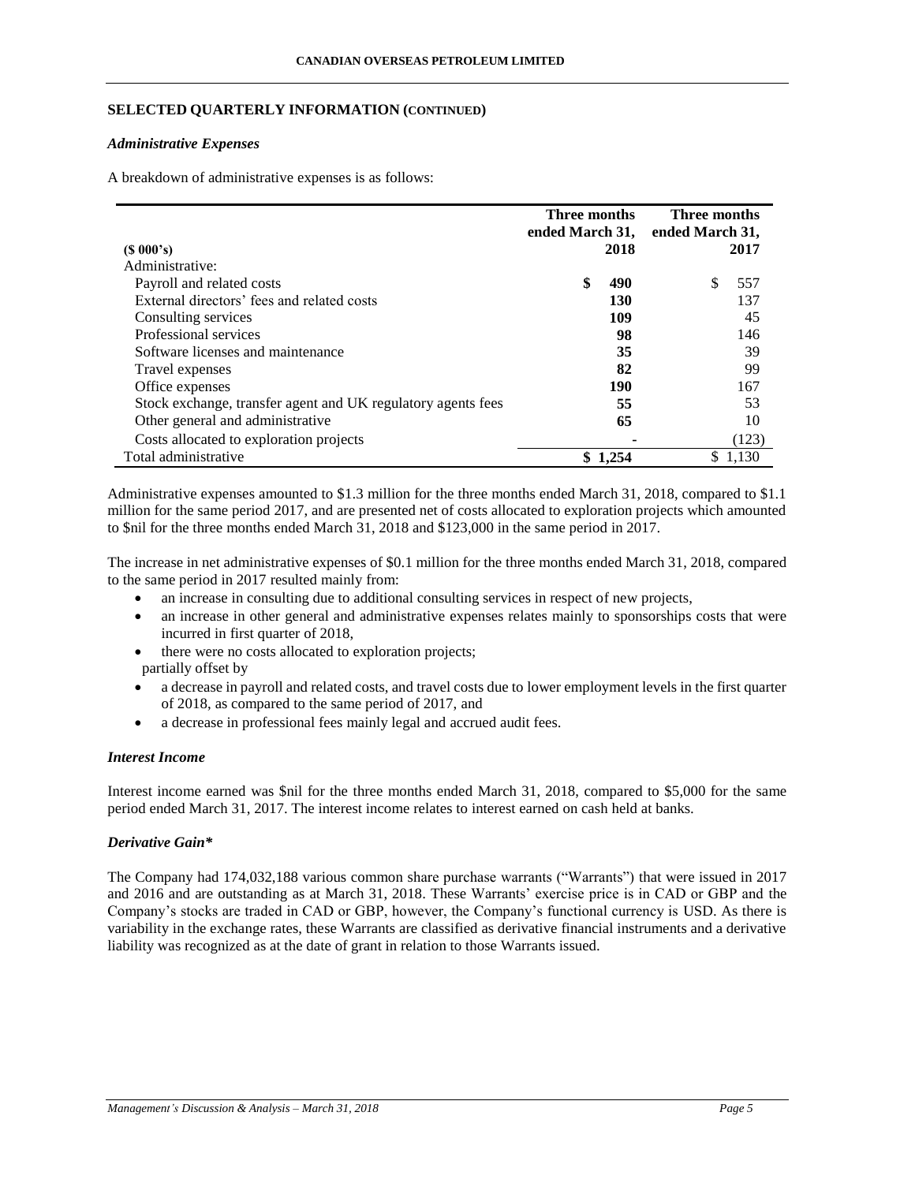## SELECTED QUARTERLY INFORMATION (CONTINUED)

### *Administrative Expenses*

A breakdown of administrative expenses is as follows:

| ($ 000's) | Three months ended March 31, 2018 | Three months ended March 31, 2017 |
|---|---|---|
| Administrative: | | |
| Payroll and related costs | **$ 490** | $ 557 |
| External directors' fees and related costs | **130** | 137 |
| Consulting services | **109** | 45 |
| Professional services | **98** | 146 |
| Software licenses and maintenance | **35** | 39 |
| Travel expenses | **82** | 99 |
| Office expenses | **190** | 167 |
| Stock exchange, transfer agent and UK regulatory agents fees | **55** | 53 |
| Other general and administrative | **65** | 10 |
| Costs allocated to exploration projects | **-** | (123) |
| Total administrative | **$ 1,254** | $ 1,130 |

Administrative expenses amounted to $1.3 million for the three months ended March 31, 2018, compared to $1.1 million for the same period 2017, and are presented net of costs allocated to exploration projects which amounted to $nil for the three months ended March 31, 2018 and $123,000 in the same period in 2017.

The increase in net administrative expenses of $0.1 million for the three months ended March 31, 2018, compared to the same period in 2017 resulted mainly from:

- an increase in consulting due to additional consulting services in respect of new projects,
- an increase in other general and administrative expenses relates mainly to sponsorships costs that were incurred in first quarter of 2018,
- there were no costs allocated to exploration projects;

partially offset by

- a decrease in payroll and related costs, and travel costs due to lower employment levels in the first quarter of 2018, as compared to the same period of 2017, and
- a decrease in professional fees mainly legal and accrued audit fees.

### *Interest Income*

Interest income earned was $nil for the three months ended March 31, 2018, compared to $5,000 for the same period ended March 31, 2017. The interest income relates to interest earned on cash held at banks.

### *Derivative Gain**

The Company had 174,032,188 various common share purchase warrants ("Warrants") that were issued in 2017 and 2016 and are outstanding as at March 31, 2018. These Warrants' exercise price is in CAD or GBP and the Company's stocks are traded in CAD or GBP, however, the Company's functional currency is USD. As there is variability in the exchange rates, these Warrants are classified as derivative financial instruments and a derivative liability was recognized as at the date of grant in relation to those Warrants issued.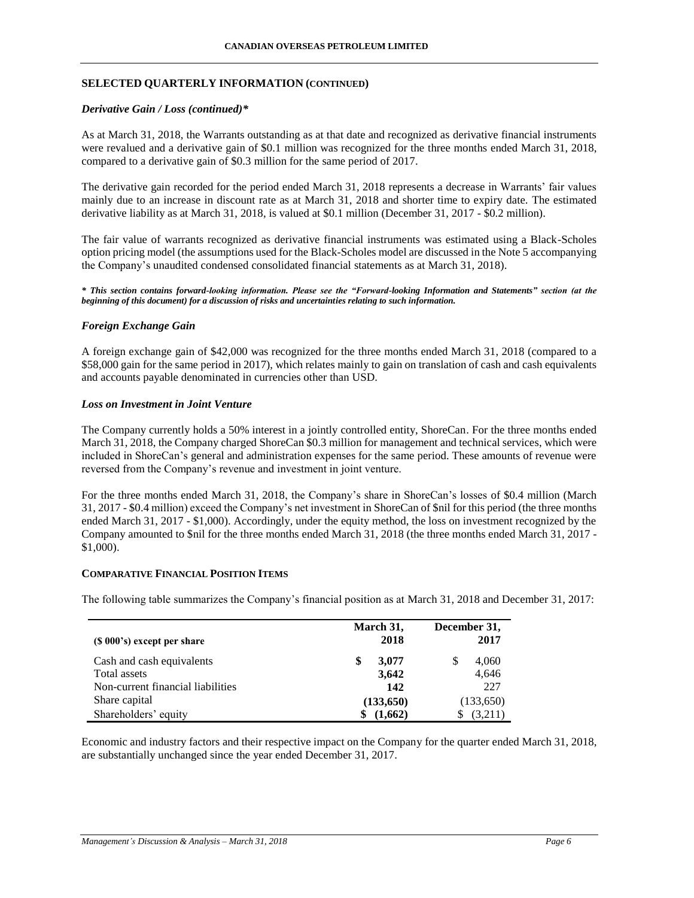## SELECTED QUARTERLY INFORMATION (CONTINUED)

### *Derivative Gain / Loss (continued)**

As at March 31, 2018, the Warrants outstanding as at that date and recognized as derivative financial instruments were revalued and a derivative gain of $0.1 million was recognized for the three months ended March 31, 2018, compared to a derivative gain of $0.3 million for the same period of 2017.

The derivative gain recorded for the period ended March 31, 2018 represents a decrease in Warrants' fair values mainly due to an increase in discount rate as at March 31, 2018 and shorter time to expiry date. The estimated derivative liability as at March 31, 2018, is valued at $0.1 million (December 31, 2017 - $0.2 million).

The fair value of warrants recognized as derivative financial instruments was estimated using a Black-Scholes option pricing model (the assumptions used for the Black-Scholes model are discussed in the Note 5 accompanying the Company's unaudited condensed consolidated financial statements as at March 31, 2018).

***\* This section contains forward-looking information. Please see the "Forward-looking Information and Statements" section (at the beginning of this document) for a discussion of risks and uncertainties relating to such information.***

### *Foreign Exchange Gain*

A foreign exchange gain of $42,000 was recognized for the three months ended March 31, 2018 (compared to a $58,000 gain for the same period in 2017), which relates mainly to gain on translation of cash and cash equivalents and accounts payable denominated in currencies other than USD.

### *Loss on Investment in Joint Venture*

The Company currently holds a 50% interest in a jointly controlled entity, ShoreCan. For the three months ended March 31, 2018, the Company charged ShoreCan $0.3 million for management and technical services, which were included in ShoreCan's general and administration expenses for the same period. These amounts of revenue were reversed from the Company's revenue and investment in joint venture.

For the three months ended March 31, 2018, the Company's share in ShoreCan's losses of $0.4 million (March 31, 2017 - $0.4 million) exceed the Company's net investment in ShoreCan of $nil for this period (the three months ended March 31, 2017 - $1,000). Accordingly, under the equity method, the loss on investment recognized by the Company amounted to $nil for the three months ended March 31, 2018 (the three months ended March 31, 2017 - $1,000).

## COMPARATIVE FINANCIAL POSITION ITEMS

The following table summarizes the Company's financial position as at March 31, 2018 and December 31, 2017:

| ($ 000's) except per share | March 31, 2018 | December 31, 2017 |
|---|---|---|
| Cash and cash equivalents | **$ 3,077** | $ 4,060 |
| Total assets | **3,642** | 4,646 |
| Non-current financial liabilities | **142** | 227 |
| Share capital | **(133,650)** | (133,650) |
| Shareholders' equity | **$ (1,662)** | $ (3,211) |

Economic and industry factors and their respective impact on the Company for the quarter ended March 31, 2018, are substantially unchanged since the year ended December 31, 2017.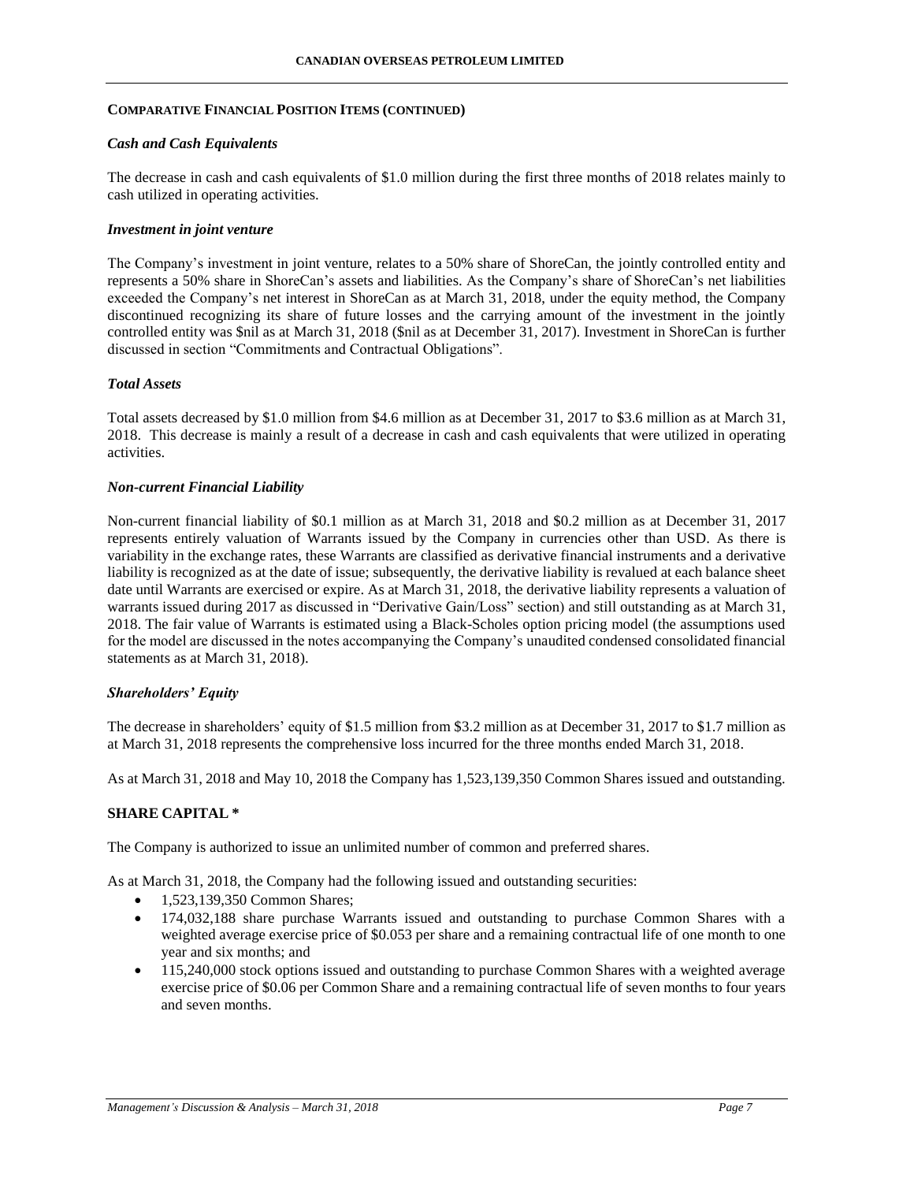**COMPARATIVE FINANCIAL POSITION ITEMS (CONTINUED)**

***Cash and Cash Equivalents***

The decrease in cash and cash equivalents of $1.0 million during the first three months of 2018 relates mainly to cash utilized in operating activities.

***Investment in joint venture***

The Company's investment in joint venture, relates to a 50% share of ShoreCan, the jointly controlled entity and represents a 50% share in ShoreCan's assets and liabilities. As the Company's share of ShoreCan's net liabilities exceeded the Company's net interest in ShoreCan as at March 31, 2018, under the equity method, the Company discontinued recognizing its share of future losses and the carrying amount of the investment in the jointly controlled entity was $nil as at March 31, 2018 ($nil as at December 31, 2017). Investment in ShoreCan is further discussed in section "Commitments and Contractual Obligations".

***Total Assets***

Total assets decreased by $1.0 million from $4.6 million as at December 31, 2017 to $3.6 million as at March 31, 2018. This decrease is mainly a result of a decrease in cash and cash equivalents that were utilized in operating activities.

***Non-current Financial Liability***

Non-current financial liability of $0.1 million as at March 31, 2018 and $0.2 million as at December 31, 2017 represents entirely valuation of Warrants issued by the Company in currencies other than USD. As there is variability in the exchange rates, these Warrants are classified as derivative financial instruments and a derivative liability is recognized as at the date of issue; subsequently, the derivative liability is revalued at each balance sheet date until Warrants are exercised or expire. As at March 31, 2018, the derivative liability represents a valuation of warrants issued during 2017 as discussed in "Derivative Gain/Loss" section) and still outstanding as at March 31, 2018. The fair value of Warrants is estimated using a Black-Scholes option pricing model (the assumptions used for the model are discussed in the notes accompanying the Company's unaudited condensed consolidated financial statements as at March 31, 2018).

***Shareholders' Equity***

The decrease in shareholders' equity of $1.5 million from $3.2 million as at December 31, 2017 to $1.7 million as at March 31, 2018 represents the comprehensive loss incurred for the three months ended March 31, 2018.

As at March 31, 2018 and May 10, 2018 the Company has 1,523,139,350 Common Shares issued and outstanding.

## SHARE CAPITAL *

The Company is authorized to issue an unlimited number of common and preferred shares.

As at March 31, 2018, the Company had the following issued and outstanding securities:

- 1,523,139,350 Common Shares;
- 174,032,188 share purchase Warrants issued and outstanding to purchase Common Shares with a weighted average exercise price of $0.053 per share and a remaining contractual life of one month to one year and six months; and
- 115,240,000 stock options issued and outstanding to purchase Common Shares with a weighted average exercise price of $0.06 per Common Share and a remaining contractual life of seven months to four years and seven months.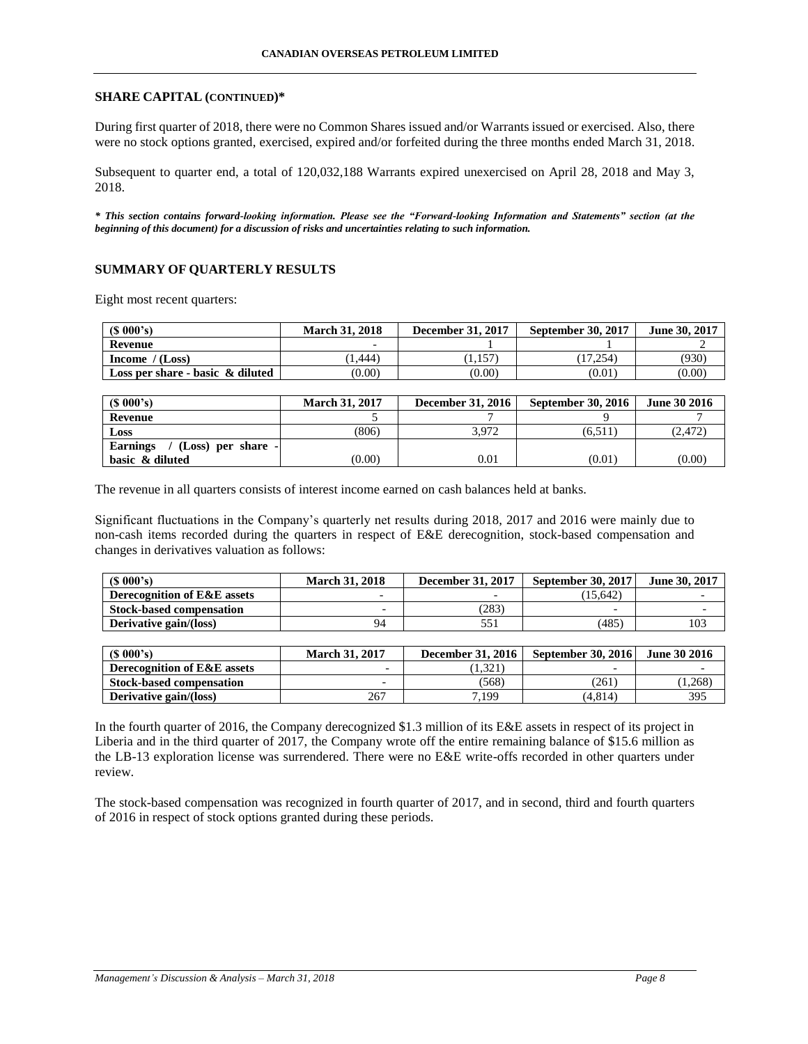## SHARE CAPITAL (CONTINUED)*

During first quarter of 2018, there were no Common Shares issued and/or Warrants issued or exercised. Also, there were no stock options granted, exercised, expired and/or forfeited during the three months ended March 31, 2018.

Subsequent to quarter end, a total of 120,032,188 Warrants expired unexercised on April 28, 2018 and May 3, 2018.

***\* This section contains forward-looking information. Please see the "Forward-looking Information and Statements" section (at the beginning of this document) for a discussion of risks and uncertainties relating to such information.***

## SUMMARY OF QUARTERLY RESULTS

Eight most recent quarters:

| ($ 000's) | March 31, 2018 | December 31, 2017 | September 30, 2017 | June 30, 2017 |
|---|---|---|---|---|
| Revenue | - | 1 | 1 | 2 |
| Income / (Loss) | (1,444) | (1,157) | (17,254) | (930) |
| Loss per share - basic & diluted | (0.00) | (0.00) | (0.01) | (0.00) |

| ($ 000's) | March 31, 2017 | December 31, 2016 | September 30, 2016 | June 30 2016 |
|---|---|---|---|---|
| Revenue | 5 | 7 | 9 | 7 |
| Loss | (806) | 3,972 | (6,511) | (2,472) |
| Earnings / (Loss) per share - basic & diluted | (0.00) | 0.01 | (0.01) | (0.00) |

The revenue in all quarters consists of interest income earned on cash balances held at banks.

Significant fluctuations in the Company's quarterly net results during 2018, 2017 and 2016 were mainly due to non-cash items recorded during the quarters in respect of E&E derecognition, stock-based compensation and changes in derivatives valuation as follows:

| ($ 000's) | March 31, 2018 | December 31, 2017 | September 30, 2017 | June 30, 2017 |
|---|---|---|---|---|
| Derecognition of E&E assets | - | - | (15,642) | - |
| Stock-based compensation | - | (283) | - | - |
| Derivative gain/(loss) | 94 | 551 | (485) | 103 |

| ($ 000's) | March 31, 2017 | December 31, 2016 | September 30, 2016 | June 30 2016 |
|---|---|---|---|---|
| Derecognition of E&E assets | - | (1,321) | - | - |
| Stock-based compensation | - | (568) | (261) | (1,268) |
| Derivative gain/(loss) | 267 | 7,199 | (4,814) | 395 |

In the fourth quarter of 2016, the Company derecognized $1.3 million of its E&E assets in respect of its project in Liberia and in the third quarter of 2017, the Company wrote off the entire remaining balance of $15.6 million as the LB-13 exploration license was surrendered. There were no E&E write-offs recorded in other quarters under review.

The stock-based compensation was recognized in fourth quarter of 2017, and in second, third and fourth quarters of 2016 in respect of stock options granted during these periods.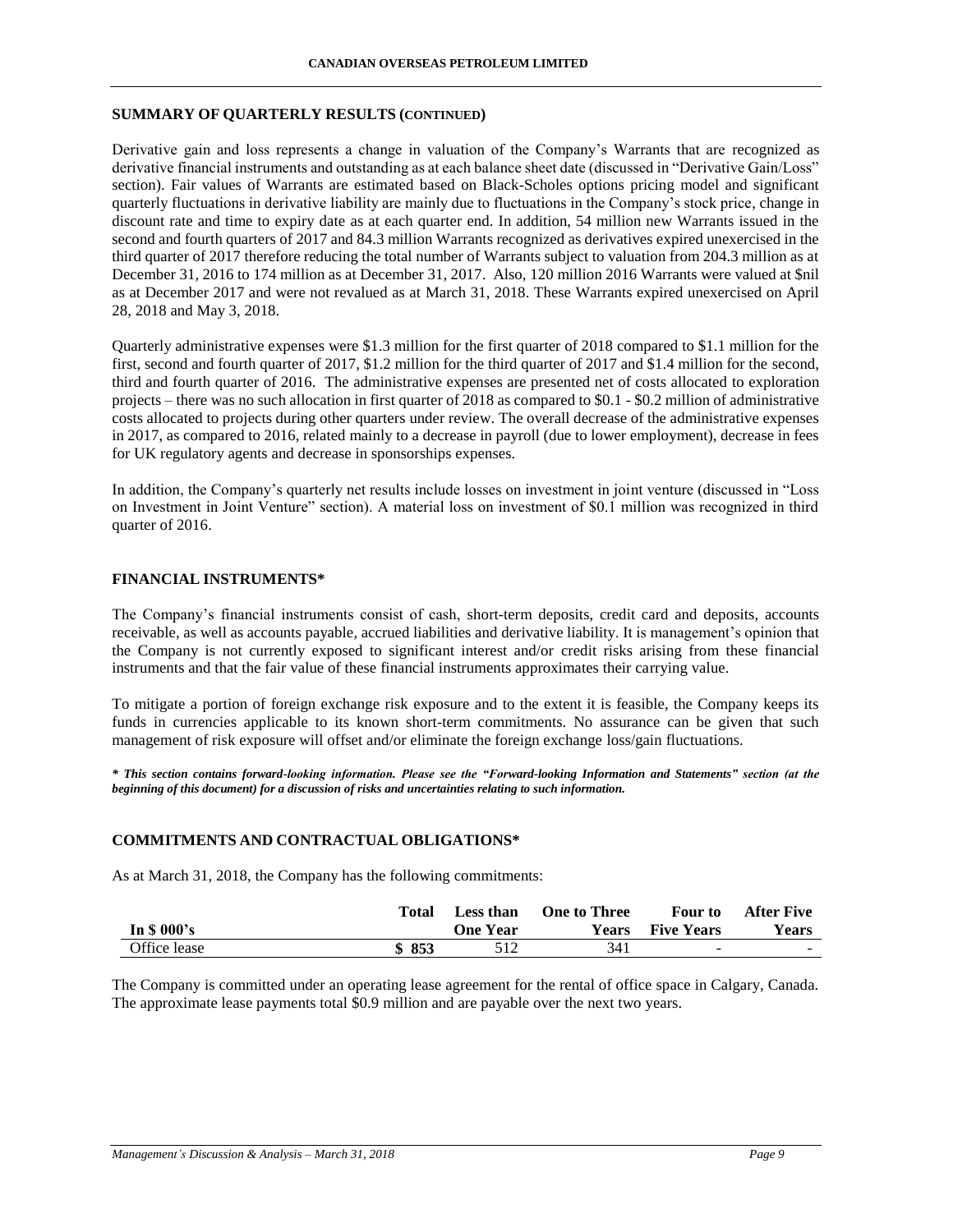## SUMMARY OF QUARTERLY RESULTS (CONTINUED)

Derivative gain and loss represents a change in valuation of the Company's Warrants that are recognized as derivative financial instruments and outstanding as at each balance sheet date (discussed in "Derivative Gain/Loss" section). Fair values of Warrants are estimated based on Black-Scholes options pricing model and significant quarterly fluctuations in derivative liability are mainly due to fluctuations in the Company's stock price, change in discount rate and time to expiry date as at each quarter end. In addition, 54 million new Warrants issued in the second and fourth quarters of 2017 and 84.3 million Warrants recognized as derivatives expired unexercised in the third quarter of 2017 therefore reducing the total number of Warrants subject to valuation from 204.3 million as at December 31, 2016 to 174 million as at December 31, 2017. Also, 120 million 2016 Warrants were valued at $nil as at December 2017 and were not revalued as at March 31, 2018. These Warrants expired unexercised on April 28, 2018 and May 3, 2018.

Quarterly administrative expenses were $1.3 million for the first quarter of 2018 compared to $1.1 million for the first, second and fourth quarter of 2017, $1.2 million for the third quarter of 2017 and $1.4 million for the second, third and fourth quarter of 2016. The administrative expenses are presented net of costs allocated to exploration projects – there was no such allocation in first quarter of 2018 as compared to $0.1 - $0.2 million of administrative costs allocated to projects during other quarters under review. The overall decrease of the administrative expenses in 2017, as compared to 2016, related mainly to a decrease in payroll (due to lower employment), decrease in fees for UK regulatory agents and decrease in sponsorships expenses.

In addition, the Company's quarterly net results include losses on investment in joint venture (discussed in "Loss on Investment in Joint Venture" section). A material loss on investment of $0.1 million was recognized in third quarter of 2016.

## FINANCIAL INSTRUMENTS*

The Company's financial instruments consist of cash, short-term deposits, credit card and deposits, accounts receivable, as well as accounts payable, accrued liabilities and derivative liability. It is management's opinion that the Company is not currently exposed to significant interest and/or credit risks arising from these financial instruments and that the fair value of these financial instruments approximates their carrying value.

To mitigate a portion of foreign exchange risk exposure and to the extent it is feasible, the Company keeps its funds in currencies applicable to its known short-term commitments. No assurance can be given that such management of risk exposure will offset and/or eliminate the foreign exchange loss/gain fluctuations.

***\* This section contains forward-looking information. Please see the "Forward-looking Information and Statements" section (at the beginning of this document) for a discussion of risks and uncertainties relating to such information.***

## COMMITMENTS AND CONTRACTUAL OBLIGATIONS*

As at March 31, 2018, the Company has the following commitments:

| In $ 000's | Total | Less than One Year | One to Three Years | Four to Five Years | After Five Years |
|---|---|---|---|---|---|
| Office lease | **$ 853** | 512 | 341 | - | - |

The Company is committed under an operating lease agreement for the rental of office space in Calgary, Canada. The approximate lease payments total $0.9 million and are payable over the next two years.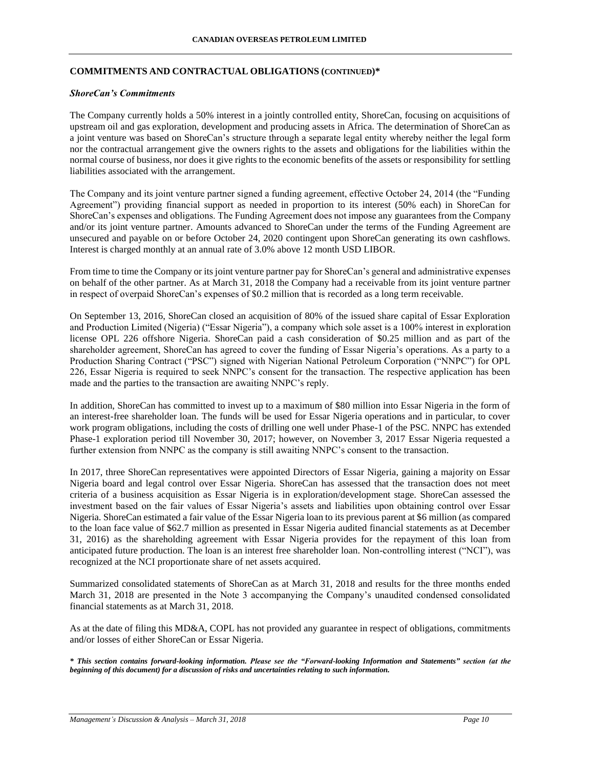## COMMITMENTS AND CONTRACTUAL OBLIGATIONS (CONTINUED)*

### *ShoreCan's Commitments*

The Company currently holds a 50% interest in a jointly controlled entity, ShoreCan, focusing on acquisitions of upstream oil and gas exploration, development and producing assets in Africa. The determination of ShoreCan as a joint venture was based on ShoreCan's structure through a separate legal entity whereby neither the legal form nor the contractual arrangement give the owners rights to the assets and obligations for the liabilities within the normal course of business, nor does it give rights to the economic benefits of the assets or responsibility for settling liabilities associated with the arrangement.

The Company and its joint venture partner signed a funding agreement, effective October 24, 2014 (the "Funding Agreement") providing financial support as needed in proportion to its interest (50% each) in ShoreCan for ShoreCan's expenses and obligations. The Funding Agreement does not impose any guarantees from the Company and/or its joint venture partner. Amounts advanced to ShoreCan under the terms of the Funding Agreement are unsecured and payable on or before October 24, 2020 contingent upon ShoreCan generating its own cashflows. Interest is charged monthly at an annual rate of 3.0% above 12 month USD LIBOR.

From time to time the Company or its joint venture partner pay for ShoreCan's general and administrative expenses on behalf of the other partner. As at March 31, 2018 the Company had a receivable from its joint venture partner in respect of overpaid ShoreCan's expenses of $0.2 million that is recorded as a long term receivable.

On September 13, 2016, ShoreCan closed an acquisition of 80% of the issued share capital of Essar Exploration and Production Limited (Nigeria) ("Essar Nigeria"), a company which sole asset is a 100% interest in exploration license OPL 226 offshore Nigeria. ShoreCan paid a cash consideration of $0.25 million and as part of the shareholder agreement, ShoreCan has agreed to cover the funding of Essar Nigeria's operations. As a party to a Production Sharing Contract ("PSC") signed with Nigerian National Petroleum Corporation ("NNPC") for OPL 226, Essar Nigeria is required to seek NNPC's consent for the transaction. The respective application has been made and the parties to the transaction are awaiting NNPC's reply.

In addition, ShoreCan has committed to invest up to a maximum of $80 million into Essar Nigeria in the form of an interest-free shareholder loan. The funds will be used for Essar Nigeria operations and in particular, to cover work program obligations, including the costs of drilling one well under Phase-1 of the PSC. NNPC has extended Phase-1 exploration period till November 30, 2017; however, on November 3, 2017 Essar Nigeria requested a further extension from NNPC as the company is still awaiting NNPC's consent to the transaction.

In 2017, three ShoreCan representatives were appointed Directors of Essar Nigeria, gaining a majority on Essar Nigeria board and legal control over Essar Nigeria. ShoreCan has assessed that the transaction does not meet criteria of a business acquisition as Essar Nigeria is in exploration/development stage. ShoreCan assessed the investment based on the fair values of Essar Nigeria's assets and liabilities upon obtaining control over Essar Nigeria. ShoreCan estimated a fair value of the Essar Nigeria loan to its previous parent at $6 million (as compared to the loan face value of $62.7 million as presented in Essar Nigeria audited financial statements as at December 31, 2016) as the shareholding agreement with Essar Nigeria provides for the repayment of this loan from anticipated future production. The loan is an interest free shareholder loan. Non-controlling interest ("NCI"), was recognized at the NCI proportionate share of net assets acquired.

Summarized consolidated statements of ShoreCan as at March 31, 2018 and results for the three months ended March 31, 2018 are presented in the Note 3 accompanying the Company's unaudited condensed consolidated financial statements as at March 31, 2018.

As at the date of filing this MD&A, COPL has not provided any guarantee in respect of obligations, commitments and/or losses of either ShoreCan or Essar Nigeria.

***\* This section contains forward-looking information. Please see the "Forward-looking Information and Statements" section (at the beginning of this document) for a discussion of risks and uncertainties relating to such information.***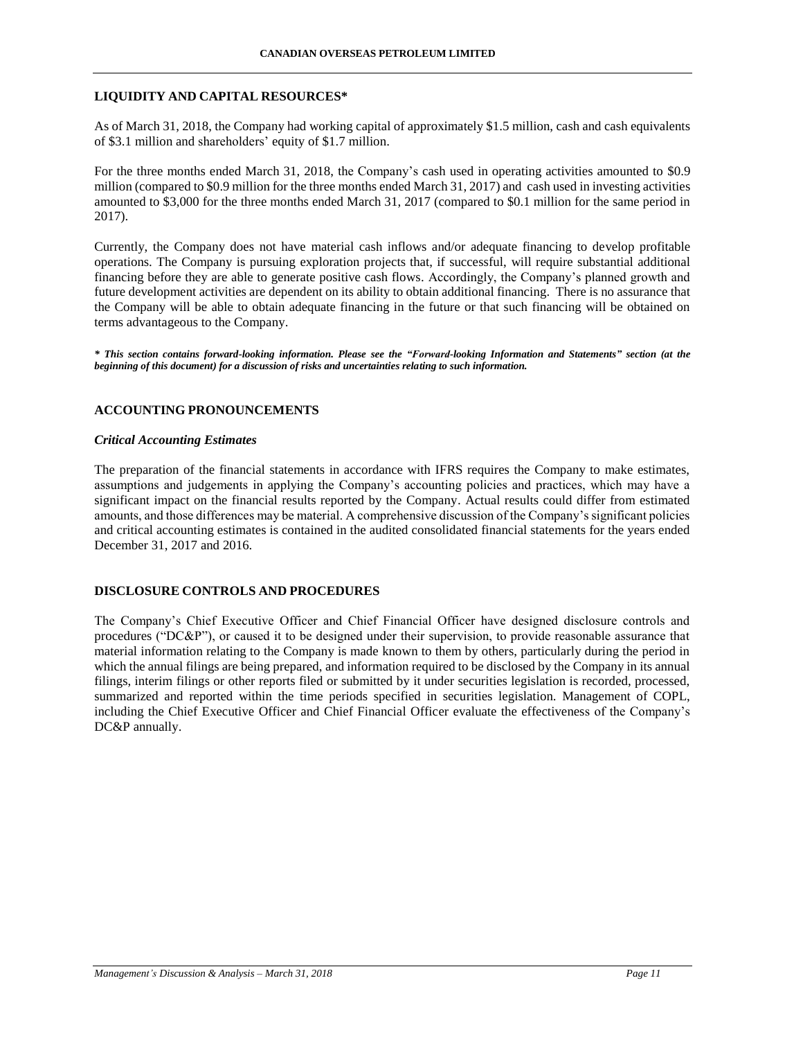## LIQUIDITY AND CAPITAL RESOURCES*

As of March 31, 2018, the Company had working capital of approximately $1.5 million, cash and cash equivalents of $3.1 million and shareholders' equity of $1.7 million.

For the three months ended March 31, 2018, the Company's cash used in operating activities amounted to $0.9 million (compared to $0.9 million for the three months ended March 31, 2017) and cash used in investing activities amounted to $3,000 for the three months ended March 31, 2017 (compared to $0.1 million for the same period in 2017).

Currently, the Company does not have material cash inflows and/or adequate financing to develop profitable operations. The Company is pursuing exploration projects that, if successful, will require substantial additional financing before they are able to generate positive cash flows. Accordingly, the Company's planned growth and future development activities are dependent on its ability to obtain additional financing. There is no assurance that the Company will be able to obtain adequate financing in the future or that such financing will be obtained on terms advantageous to the Company.

***** *This section contains forward-looking information. Please see the "Forward-looking Information and Statements" section (at the beginning of this document) for a discussion of risks and uncertainties relating to such information.***

## ACCOUNTING PRONOUNCEMENTS

### *Critical Accounting Estimates*

The preparation of the financial statements in accordance with IFRS requires the Company to make estimates, assumptions and judgements in applying the Company's accounting policies and practices, which may have a significant impact on the financial results reported by the Company. Actual results could differ from estimated amounts, and those differences may be material. A comprehensive discussion of the Company's significant policies and critical accounting estimates is contained in the audited consolidated financial statements for the years ended December 31, 2017 and 2016.

## DISCLOSURE CONTROLS AND PROCEDURES

The Company's Chief Executive Officer and Chief Financial Officer have designed disclosure controls and procedures ("DC&P"), or caused it to be designed under their supervision, to provide reasonable assurance that material information relating to the Company is made known to them by others, particularly during the period in which the annual filings are being prepared, and information required to be disclosed by the Company in its annual filings, interim filings or other reports filed or submitted by it under securities legislation is recorded, processed, summarized and reported within the time periods specified in securities legislation. Management of COPL, including the Chief Executive Officer and Chief Financial Officer evaluate the effectiveness of the Company's DC&P annually.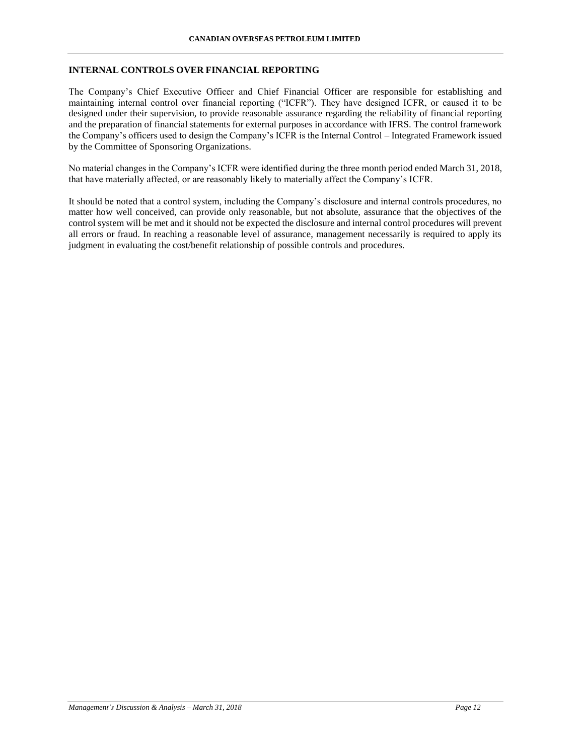## INTERNAL CONTROLS OVER FINANCIAL REPORTING

The Company's Chief Executive Officer and Chief Financial Officer are responsible for establishing and maintaining internal control over financial reporting ("ICFR"). They have designed ICFR, or caused it to be designed under their supervision, to provide reasonable assurance regarding the reliability of financial reporting and the preparation of financial statements for external purposes in accordance with IFRS. The control framework the Company's officers used to design the Company's ICFR is the Internal Control – Integrated Framework issued by the Committee of Sponsoring Organizations.

No material changes in the Company's ICFR were identified during the three month period ended March 31, 2018, that have materially affected, or are reasonably likely to materially affect the Company's ICFR.

It should be noted that a control system, including the Company's disclosure and internal controls procedures, no matter how well conceived, can provide only reasonable, but not absolute, assurance that the objectives of the control system will be met and it should not be expected the disclosure and internal control procedures will prevent all errors or fraud. In reaching a reasonable level of assurance, management necessarily is required to apply its judgment in evaluating the cost/benefit relationship of possible controls and procedures.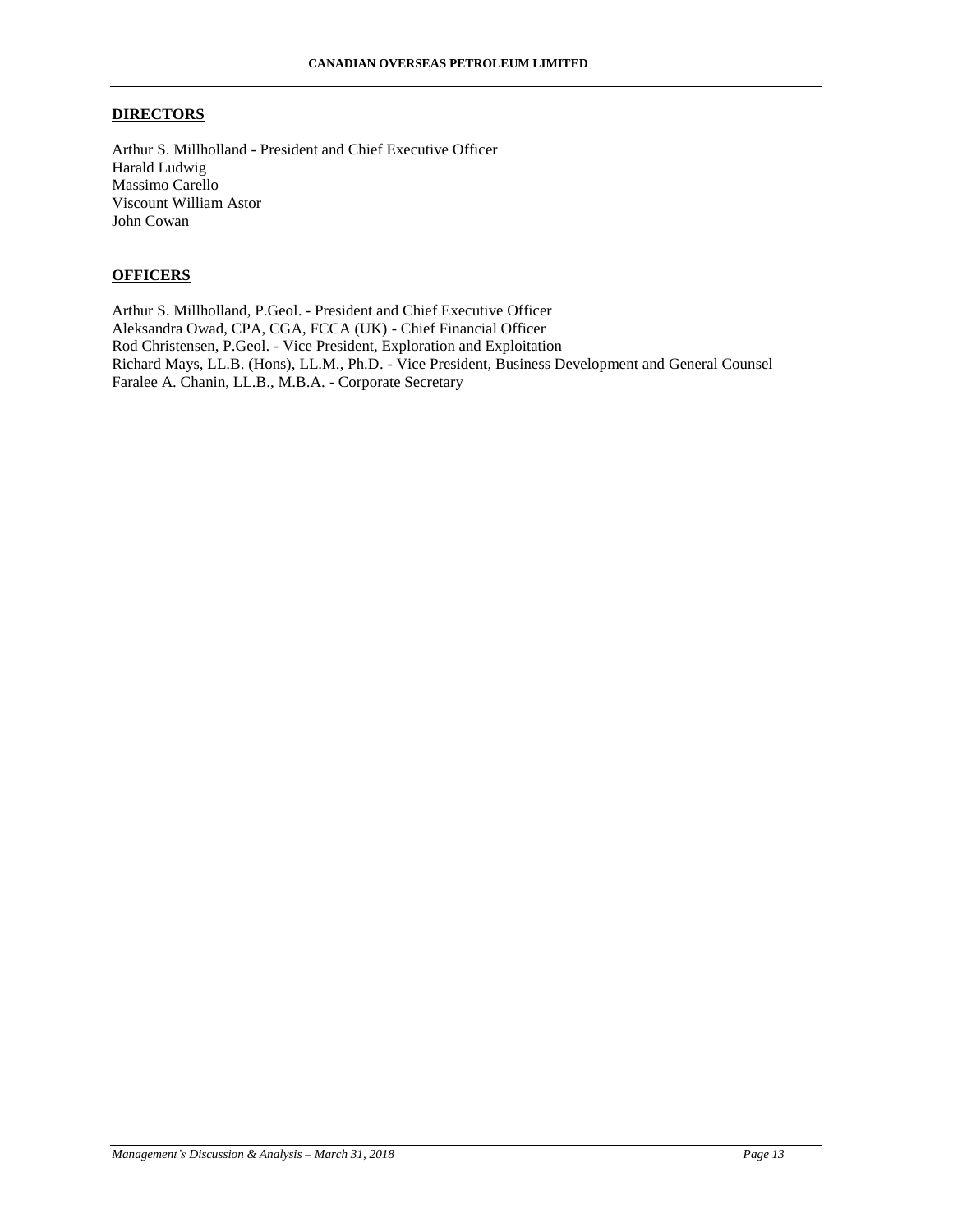## DIRECTORS

Arthur S. Millholland - President and Chief Executive Officer
Harald Ludwig
Massimo Carello
Viscount William Astor
John Cowan

## OFFICERS

Arthur S. Millholland, P.Geol. - President and Chief Executive Officer
Aleksandra Owad, CPA, CGA, FCCA (UK) - Chief Financial Officer
Rod Christensen, P.Geol. - Vice President, Exploration and Exploitation
Richard Mays, LL.B. (Hons), LL.M., Ph.D. - Vice President, Business Development and General Counsel
Faralee A. Chanin, LL.B., M.B.A. - Corporate Secretary